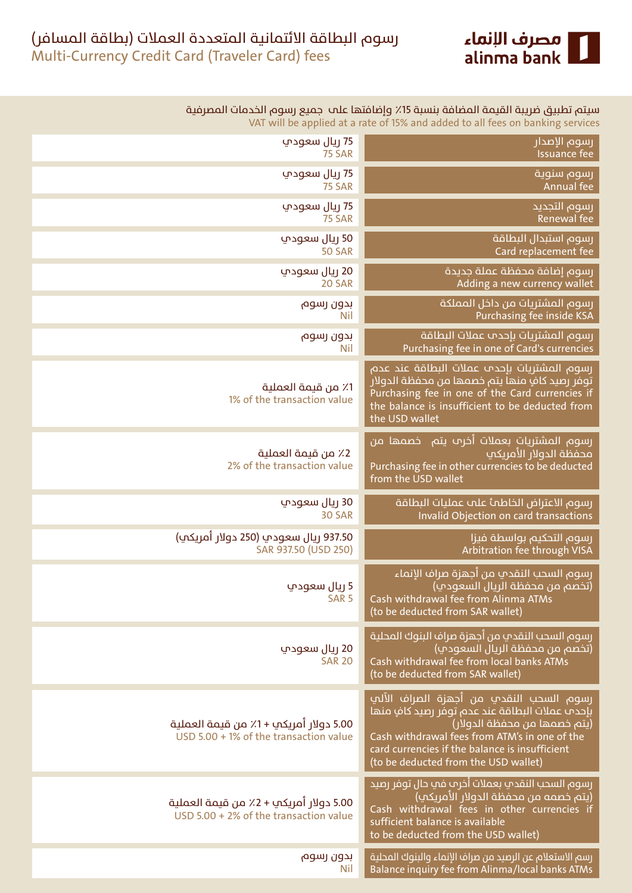# رسوم البطاقة الائتمانية المتعددة العملات (بطاقة المسافر)
## Multi-Currency Credit Card (Traveler Card) fees

مصرف الإنماء
alinma bank

سيتم تطبيق ضريبة القيمة المضافة بنسبة 15٪ وإضافتها على جميع رسوم الخدمات المصرفية
VAT will be applied at a rate of 15% and added to all fees on banking services

| الرسوم / Fee | المبلغ / Amount |
|---|---|
| رسوم الإصدار<br>Issuance fee | 75 ريال سعودي<br>75 SAR |
| رسوم سنوية<br>Annual fee | 75 ريال سعودي<br>75 SAR |
| رسوم التجديد<br>Renewal fee | 75 ريال سعودي<br>75 SAR |
| رسوم استبدال البطاقة<br>Card replacement fee | 50 ريال سعودي<br>50 SAR |
| رسوم إضافة محفظة عملة جديدة<br>Adding a new currency wallet | 20 ريال سعودي<br>20 SAR |
| رسوم المشتريات من داخل المملكة<br>Purchasing fee inside KSA | بدون رسوم<br>Nil |
| رسوم المشتريات بإحدى عملات البطاقة<br>Purchasing fee in one of Card's currencies | بدون رسوم<br>Nil |
| رسوم المشتريات بإحدى عملات البطاقة عند عدم توفر رصيد كافٍ منها يتم خصمها من محفظة الدولار<br>Purchasing fee in one of the Card currencies if the balance is insufficient to be deducted from the USD wallet | 1٪ من قيمة العملية<br>1% of the transaction value |
| رسوم المشتريات بعملات أخرى يتم خصمها من محفظة الدولار الأمريكي<br>Purchasing fee in other currencies to be deducted from the USD wallet | 2٪ من قيمة العملية<br>2% of the transaction value |
| رسوم الاعتراض الخاطئ على عمليات البطاقة<br>Invalid Objection on card transactions | 30 ريال سعودي<br>30 SAR |
| رسوم التحكيم بواسطة فيزا<br>Arbitration fee through VISA | 937.50 ريال سعودي (250 دولار أمريكي)<br>SAR 937.50 (USD 250) |
| رسوم السحب النقدي من أجهزة صراف الإنماء (تخصم من محفظة الريال السعودي)<br>Cash withdrawal fee from Alinma ATMs (to be deducted from SAR wallet) | 5 ريال سعودي<br>SAR 5 |
| رسوم السحب النقدي من أجهزة صراف البنوك المحلية (تخصم من محفظة الريال السعودي)<br>Cash withdrawal fee from local banks ATMs (to be deducted from SAR wallet) | 20 ريال سعودي<br>SAR 20 |
| رسوم السحب النقدي من أجهزة الصراف الآلي بإحدى عملات البطاقة عند عدم توفر رصيد كافٍ منها (يتم خصمها من محفظة الدولار)<br>Cash withdrawal fees from ATM's in one of the card currencies if the balance is insufficient (to be deducted from the USD wallet) | 5.00 دولار أمريكي + 1٪ من قيمة العملية<br>USD 5.00 + 1% of the transaction value |
| رسوم السحب النقدي بعملات أخرى في حال توفر رصيد (يتم خصمه من محفظة الدولار الأمريكي)<br>Cash withdrawal fees in other currencies if sufficient balance is available to be deducted from the USD wallet) | 5.00 دولار أمريكي + 2٪ من قيمة العملية<br>USD 5.00 + 2% of the transaction value |
| رسم الاستعلام عن الرصيد من صراف الإنماء والبنوك المحلية<br>Balance inquiry fee from Alinma/local banks ATMs | بدون رسوم<br>Nil |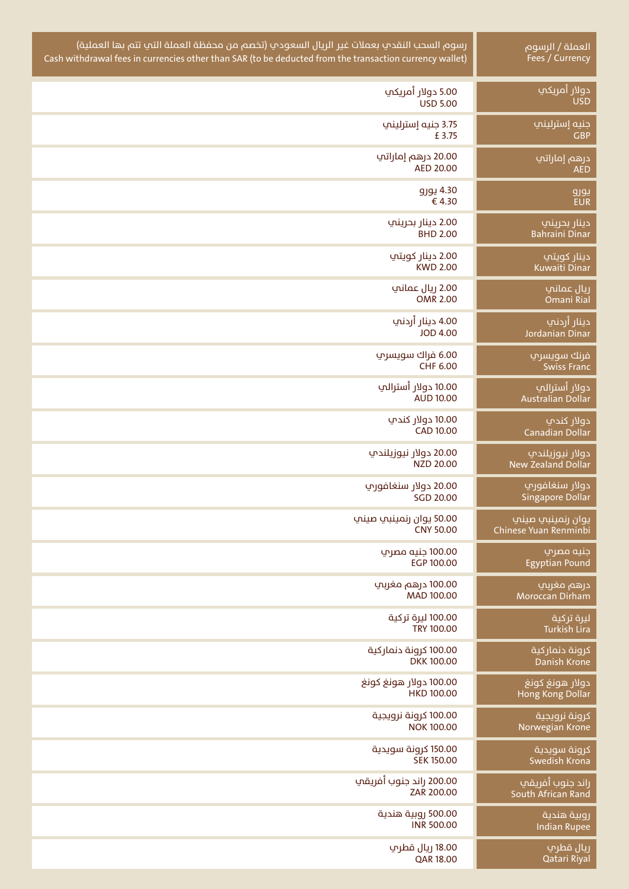| العملة / الرسوم<br>Fees / Currency | رسوم السحب النقدي بعملات غير الريال السعودي (تخصم من محفظة العملة التي تتم بها العملية)<br>Cash withdrawal fees in currencies other than SAR (to be deducted from the transaction currency wallet) |
|---|---|
| دولار أمريكي<br>USD | 5.00 دولار أمريكي<br>USD 5.00 |
| جنيه إسترليني<br>GBP | 3.75 جنيه إسترليني<br>£ 3.75 |
| درهم إماراتي<br>AED | 20.00 درهم إماراتي<br>AED 20.00 |
| يورو<br>EUR | 4.30 يورو<br>€ 4.30 |
| دينار بحريني<br>Bahraini Dinar | 2.00 دينار بحريني<br>BHD 2.00 |
| دينار كويتي<br>Kuwaiti Dinar | 2.00 دينار كويتي<br>KWD 2.00 |
| ريال عماني<br>Omani Rial | 2.00 ريال عماني<br>OMR 2.00 |
| دينار أردني<br>Jordanian Dinar | 4.00 دينار أردني<br>JOD 4.00 |
| فرنك سويسري<br>Swiss Franc | 6.00 فرنك سويسري<br>CHF 6.00 |
| دولار أسترالي<br>Australian Dollar | 10.00 دولار أسترالي<br>AUD 10.00 |
| دولار كندي<br>Canadian Dollar | 10.00 دولار كندي<br>CAD 10.00 |
| دولار نيوزيلندي<br>New Zealand Dollar | 20.00 دولار نيوزيلندي<br>NZD 20.00 |
| دولار سنغافوري<br>Singapore Dollar | 20.00 دولار سنغافوري<br>SGD 20.00 |
| يوان رنمينبي صيني<br>Chinese Yuan Renminbi | 50.00 يوان رنمينبي صيني<br>CNY 50.00 |
| جنيه مصري<br>Egyptian Pound | 100.00 جنيه مصري<br>EGP 100.00 |
| درهم مغربي<br>Moroccan Dirham | 100.00 درهم مغربي<br>MAD 100.00 |
| ليرة تركية<br>Turkish Lira | 100.00 ليرة تركية<br>TRY 100.00 |
| كرونة دنماركية<br>Danish Krone | 100.00 كرونة دنماركية<br>DKK 100.00 |
| دولار هونغ كونغ<br>Hong Kong Dollar | 100.00 دولار هونغ كونغ<br>HKD 100.00 |
| كرونة نرويجية<br>Norwegian Krone | 100.00 كرونة نرويجية<br>NOK 100.00 |
| كرونة سويدية<br>Swedish Krona | 150.00 كرونة سويدية<br>SEK 150.00 |
| راند جنوب أفريقي<br>South African Rand | 200.00 راند جنوب أفريقي<br>ZAR 200.00 |
| روبية هندية<br>Indian Rupee | 500.00 روبية هندية<br>INR 500.00 |
| ريال قطري<br>Qatari Riyal | 18.00 ريال قطري<br>QAR 18.00 |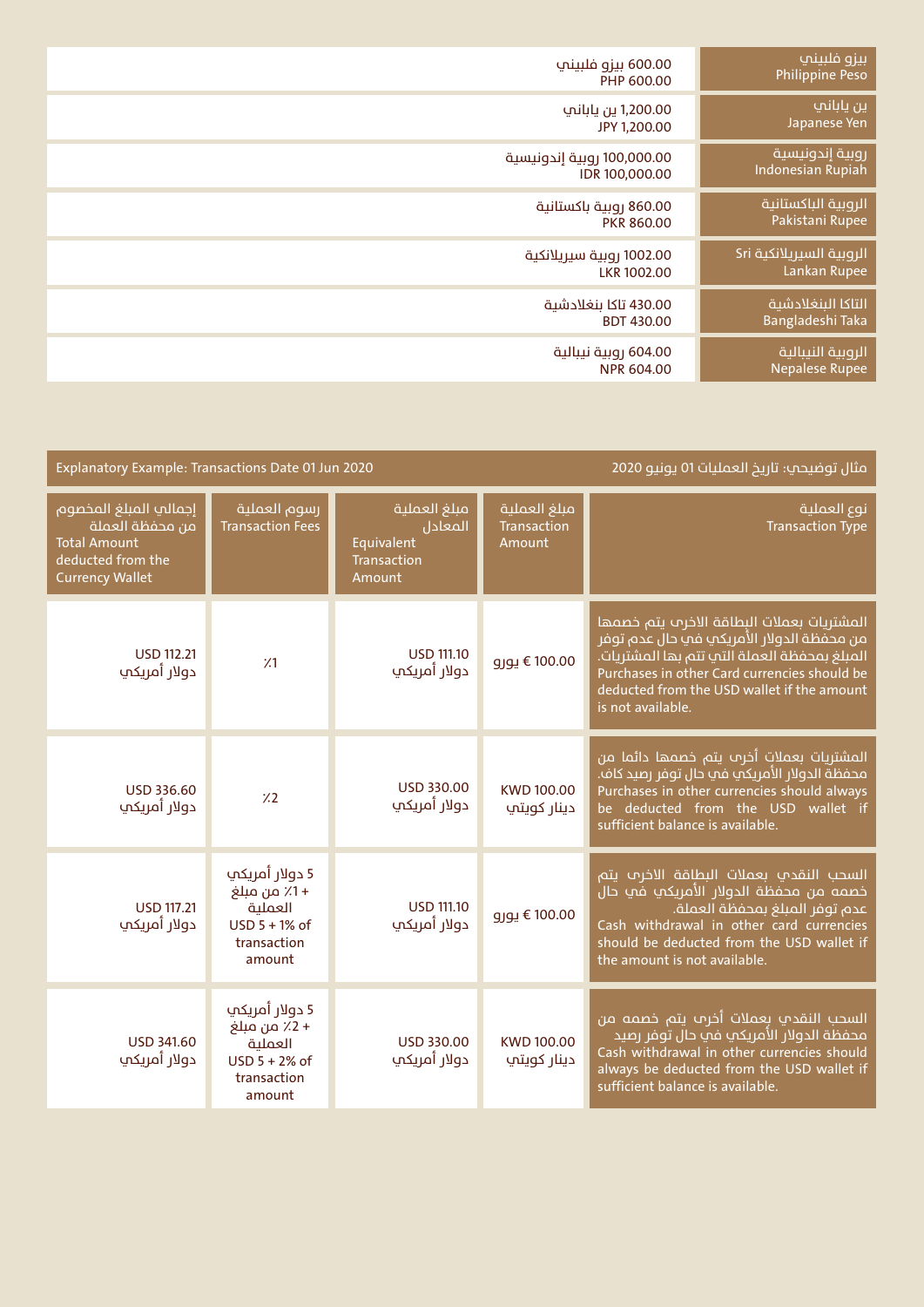| | |
|---|---|
| بيزو فلبيني<br>Philippine Peso | 600.00 بيزو فلبيني<br>PHP 600.00 |
| ين ياباني<br>Japanese Yen | 1,200.00 ين ياباني<br>JPY 1,200.00 |
| روبية إندونيسية<br>Indonesian Rupiah | 100,000.00 روبية إندونيسية<br>IDR 100,000.00 |
| الروبية الباكستانية<br>Pakistani Rupee | 860.00 روبية باكستانية<br>PKR 860.00 |
| الروبية السيريلانكية Sri<br>Lankan Rupee | 1002.00 روبية سيريلانكية<br>LKR 1002.00 |
| التاكا البنغلادشية<br>Bangladeshi Taka | 430.00 تاكا بنغلادشية<br>BDT 430.00 |
| الروبية النيبالية<br>Nepalese Rupee | 604.00 روبية نيبالية<br>NPR 604.00 |

Explanatory Example: Transactions Date 01 Jun 2020

مثال توضيحي: تاريخ العمليات 01 يونيو 2020

| نوع العملية<br>Transaction Type | مبلغ العملية<br>Transaction Amount | مبلغ العملية المعادل<br>Equivalent Transaction Amount | رسوم العملية<br>Transaction Fees | إجمالي المبلغ المخصوم من محفظة العملة<br>Total Amount deducted from the Currency Wallet |
|---|---|---|---|---|
| المشتريات بعملات البطاقة الاخرى يتم خصمها من محفظة الدولار الأمريكي في حال عدم توفر المبلغ بمحفظة العملة التي تتم بها المشتريات.<br>Purchases in other Card currencies should be deducted from the USD wallet if the amount is not available. | 100.00 € يورو | USD 111.10<br>دولار أمريكي | ٪1 | USD 112.21<br>دولار أمريكي |
| المشتريات بعملات أخرى يتم خصمها دائما من محفظة الدولار الأمريكي في حال توفر رصيد كاف.<br>Purchases in other currencies should always be deducted from the USD wallet if sufficient balance is available. | KWD 100.00<br>دينار كويتي | USD 330.00<br>دولار أمريكي | ٪2 | USD 336.60<br>دولار أمريكي |
| السحب النقدي بعملات البطاقة الاخرى يتم خصمه من محفظة الدولار الأمريكي في حال عدم توفر المبلغ بمحفظة العملة.<br>Cash withdrawal in other card currencies should be deducted from the USD wallet if the amount is not available. | 100.00 € يورو | USD 111.10<br>دولار أمريكي | 5 دولار أمريكي + 1٪ من مبلغ العملية<br>USD 5 + 1% of transaction amount | USD 117.21<br>دولار أمريكي |
| السحب النقدي بعملات أخرى يتم خصمه من محفظة الدولار الأمريكي في حال توفر رصيد<br>Cash withdrawal in other currencies should always be deducted from the USD wallet if sufficient balance is available. | KWD 100.00<br>دينار كويتي | USD 330.00<br>دولار أمريكي | 5 دولار أمريكي + 2٪ من مبلغ العملية<br>USD 5 + 2% of transaction amount | USD 341.60<br>دولار أمريكي |